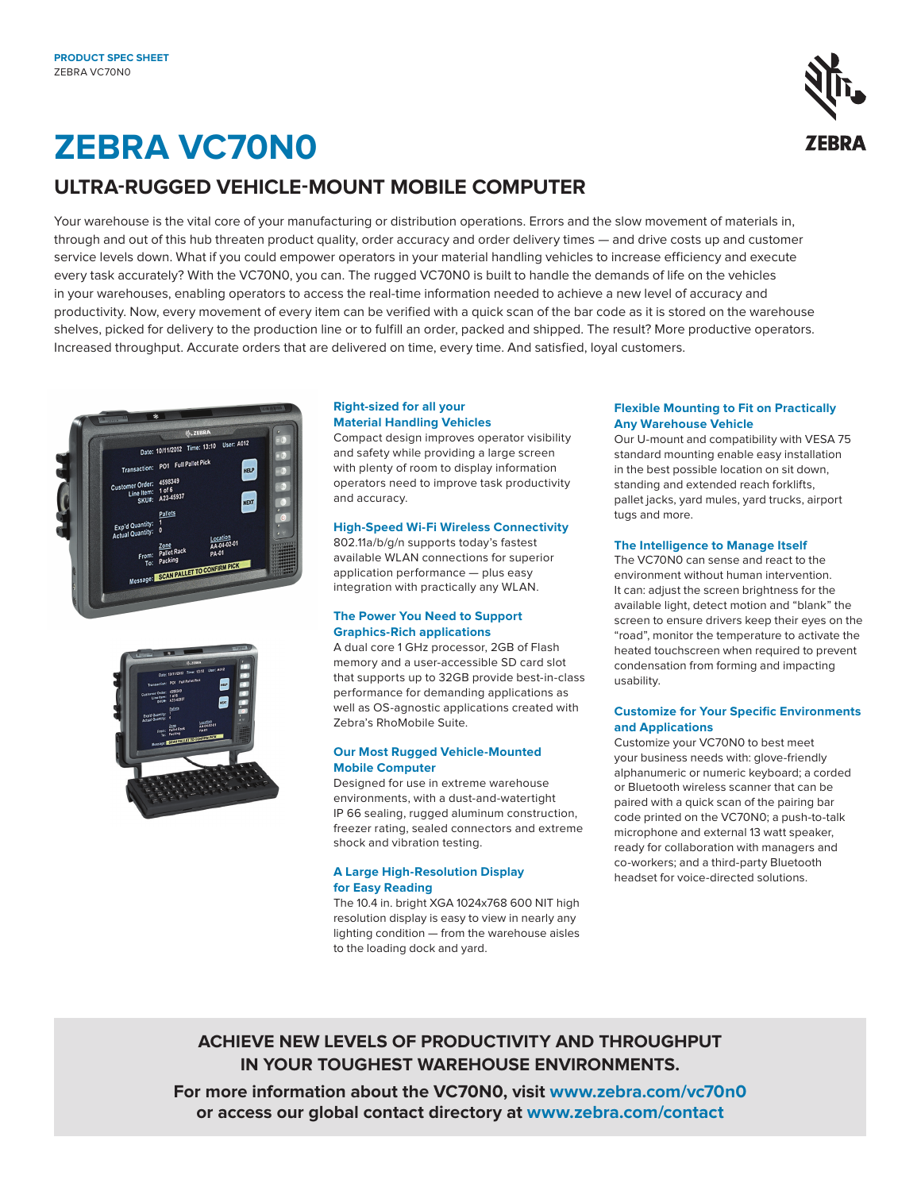PRODUCT SPEC SHEET
ZEBRA VC70N0

# ZEBRA VC70N0

## ULTRA-RUGGED VEHICLE-MOUNT MOBILE COMPUTER

Your warehouse is the vital core of your manufacturing or distribution operations. Errors and the slow movement of materials in, through and out of this hub threaten product quality, order accuracy and order delivery times — and drive costs up and customer service levels down. What if you could empower operators in your material handling vehicles to increase efficiency and execute every task accurately? With the VC70N0, you can. The rugged VC70N0 is built to handle the demands of life on the vehicles in your warehouses, enabling operators to access the real-time information needed to achieve a new level of accuracy and productivity. Now, every movement of every item can be verified with a quick scan of the bar code as it is stored on the warehouse shelves, picked for delivery to the production line or to fulfill an order, packed and shipped. The result? More productive operators. Increased throughput. Accurate orders that are delivered on time, every time. And satisfied, loyal customers.

### Right-sized for all your Material Handling Vehicles

Compact design improves operator visibility and safety while providing a large screen with plenty of room to display information operators need to improve task productivity and accuracy.

### High-Speed Wi-Fi Wireless Connectivity

802.11a/b/g/n supports today's fastest available WLAN connections for superior application performance — plus easy integration with practically any WLAN.

### The Power You Need to Support Graphics-Rich applications

A dual core 1 GHz processor, 2GB of Flash memory and a user-accessible SD card slot that supports up to 32GB provide best-in-class performance for demanding applications as well as OS-agnostic applications created with Zebra's RhoMobile Suite.

### Our Most Rugged Vehicle-Mounted Mobile Computer

Designed for use in extreme warehouse environments, with a dust-and-watertight IP 66 sealing, rugged aluminum construction, freezer rating, sealed connectors and extreme shock and vibration testing.

### A Large High-Resolution Display for Easy Reading

The 10.4 in. bright XGA 1024x768 600 NIT high resolution display is easy to view in nearly any lighting condition — from the warehouse aisles to the loading dock and yard.

### Flexible Mounting to Fit on Practically Any Warehouse Vehicle

Our U-mount and compatibility with VESA 75 standard mounting enable easy installation in the best possible location on sit down, standing and extended reach forklifts, pallet jacks, yard mules, yard trucks, airport tugs and more.

### The Intelligence to Manage Itself

The VC70N0 can sense and react to the environment without human intervention. It can: adjust the screen brightness for the available light, detect motion and "blank" the screen to ensure drivers keep their eyes on the "road", monitor the temperature to activate the heated touchscreen when required to prevent condensation from forming and impacting usability.

### Customize for Your Specific Environments and Applications

Customize your VC70N0 to best meet your business needs with: glove-friendly alphanumeric or numeric keyboard; a corded or Bluetooth wireless scanner that can be paired with a quick scan of the pairing bar code printed on the VC70N0; a push-to-talk microphone and external 13 watt speaker, ready for collaboration with managers and co-workers; and a third-party Bluetooth headset for voice-directed solutions.

**ACHIEVE NEW LEVELS OF PRODUCTIVITY AND THROUGHPUT IN YOUR TOUGHEST WAREHOUSE ENVIRONMENTS.**

**For more information about the VC70N0, visit www.zebra.com/vc70n0 or access our global contact directory at www.zebra.com/contact**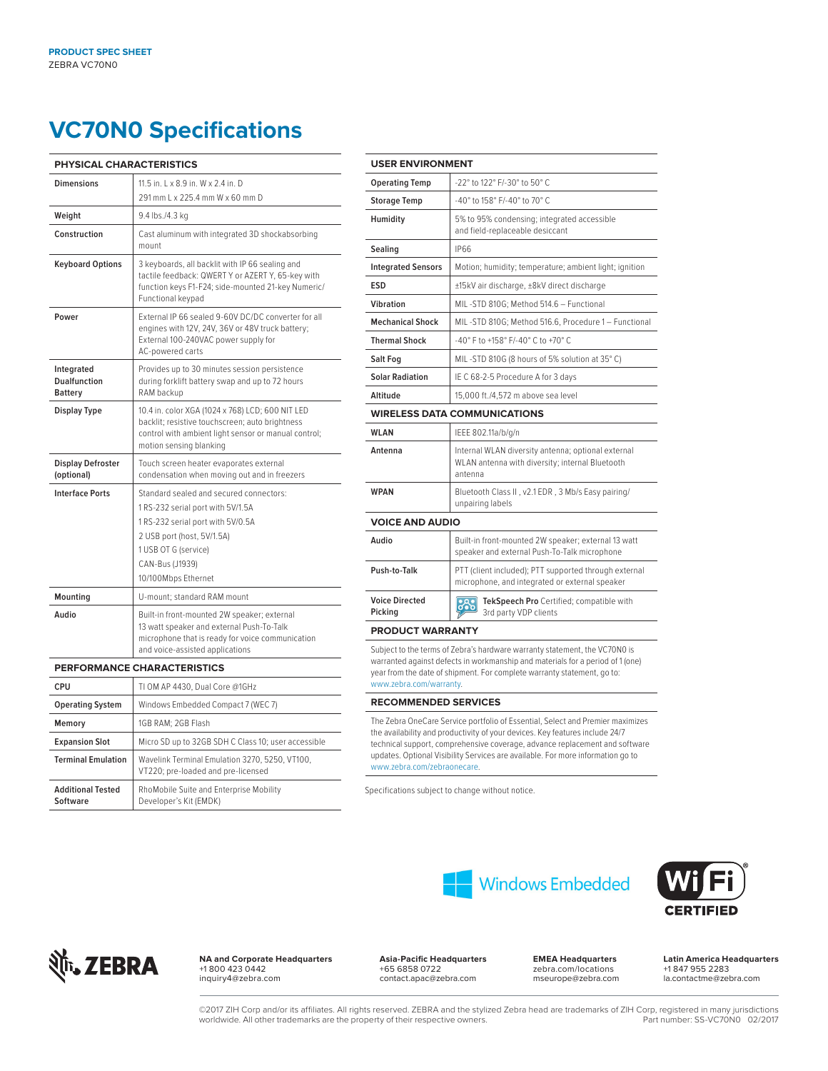PRODUCT SPEC SHEET
ZEBRA VC70N0

# VC70N0 Specifications

| PHYSICAL CHARACTERISTICS | |
|---|---|
| **Dimensions** | 11.5 in. L x 8.9 in. W x 2.4 in. D<br>291 mm L x 225.4 mm W x 60 mm D |
| **Weight** | 9.4 lbs./4.3 kg |
| **Construction** | Cast aluminum with integrated 3D shockabsorbing mount |
| **Keyboard Options** | 3 keyboards, all backlit with IP 66 sealing and tactile feedback: QWERT Y or AZERT Y, 65-key with function keys F1-F24; side-mounted 21-key Numeric/ Functional keypad |
| **Power** | External IP 66 sealed 9-60V DC/DC converter for all engines with 12V, 24V, 36V or 48V truck battery; External 100-240VAC power supply for AC-powered carts |
| **Integrated Dualfunction Battery** | Provides up to 30 minutes session persistence during forklift battery swap and up to 72 hours RAM backup |
| **Display Type** | 10.4 in. color XGA (1024 x 768) LCD; 600 NIT LED backlit; resistive touchscreen; auto brightness control with ambient light sensor or manual control; motion sensing blanking |
| **Display Defroster (optional)** | Touch screen heater evaporates external condensation when moving out and in freezers |
| **Interface Ports** | Standard sealed and secured connectors:<br>1 RS-232 serial port with 5V/1.5A<br>1 RS-232 serial port with 5V/0.5A<br>2 USB port (host, 5V/1.5A)<br>1 USB OT G (service)<br>CAN-Bus (J1939)<br>10/100Mbps Ethernet |
| **Mounting** | U-mount; standard RAM mount |
| **Audio** | Built-in front-mounted 2W speaker; external 13 watt speaker and external Push-To-Talk microphone that is ready for voice communication and voice-assisted applications |

| PERFORMANCE CHARACTERISTICS | |
|---|---|
| **CPU** | TI OM AP 4430, Dual Core @1GHz |
| **Operating System** | Windows Embedded Compact 7 (WEC 7) |
| **Memory** | 1GB RAM; 2GB Flash |
| **Expansion Slot** | Micro SD up to 32GB SDH C Class 10; user accessible |
| **Terminal Emulation** | Wavelink Terminal Emulation 3270, 5250, VT100, VT220; pre-loaded and pre-licensed |
| **Additional Tested Software** | RhoMobile Suite and Enterprise Mobility Developer's Kit (EMDK) |

| USER ENVIRONMENT | |
|---|---|
| **Operating Temp** | -22° to 122° F/-30° to 50° C |
| **Storage Temp** | -40° to 158° F/-40° to 70° C |
| **Humidity** | 5% to 95% condensing; integrated accessible and field-replaceable desiccant |
| **Sealing** | IP66 |
| **Integrated Sensors** | Motion; humidity; temperature; ambient light; ignition |
| **ESD** | ±15kV air discharge, ±8kV direct discharge |
| **Vibration** | MIL -STD 810G; Method 514.6 – Functional |
| **Mechanical Shock** | MIL -STD 810G; Method 516.6, Procedure 1 – Functional |
| **Thermal Shock** | -40° F to +158° F/-40° C to +70° C |
| **Salt Fog** | MIL -STD 810G (8 hours of 5% solution at 35° C) |
| **Solar Radiation** | IE C 68-2-5 Procedure A for 3 days |
| **Altitude** | 15,000 ft./4,572 m above sea level |

| WIRELESS DATA COMMUNICATIONS | |
|---|---|
| **WLAN** | IEEE 802.11a/b/g/n |
| **Antenna** | Internal WLAN diversity antenna; optional external WLAN antenna with diversity; internal Bluetooth antenna |
| **WPAN** | Bluetooth Class II , v2.1 EDR , 3 Mb/s Easy pairing/ unpairing labels |

| VOICE AND AUDIO | |
|---|---|
| **Audio** | Built-in front-mounted 2W speaker; external 13 watt speaker and external Push-To-Talk microphone |
| **Push-to-Talk** | PTT (client included); PTT supported through external microphone, and integrated or external speaker |
| **Voice Directed Picking** | **TekSpeech Pro** Certified; compatible with 3rd party VDP clients |

## PRODUCT WARRANTY

Subject to the terms of Zebra's hardware warranty statement, the VC70N0 is warranted against defects in workmanship and materials for a period of 1 (one) year from the date of shipment. For complete warranty statement, go to: www.zebra.com/warranty.

## RECOMMENDED SERVICES

The Zebra OneCare Service portfolio of Essential, Select and Premier maximizes the availability and productivity of your devices. Key features include 24/7 technical support, comprehensive coverage, advance replacement and software updates. Optional Visibility Services are available. For more information go to www.zebra.com/zebraonecare.

Specifications subject to change without notice.

Windows Embedded

Wi-Fi CERTIFIED

ZEBRA

**NA and Corporate Headquarters**
+1 800 423 0442
inquiry4@zebra.com

**Asia-Pacific Headquarters**
+65 6858 0722
contact.apac@zebra.com

**EMEA Headquarters**
zebra.com/locations
mseurope@zebra.com

**Latin America Headquarters**
+1 847 955 2283
la.contactme@zebra.com

©2017 ZIH Corp and/or its affiliates. All rights reserved. ZEBRA and the stylized Zebra head are trademarks of ZIH Corp, registered in many jurisdictions worldwide. All other trademarks are the property of their respective owners. Part number: SS-VC70N0 02/2017